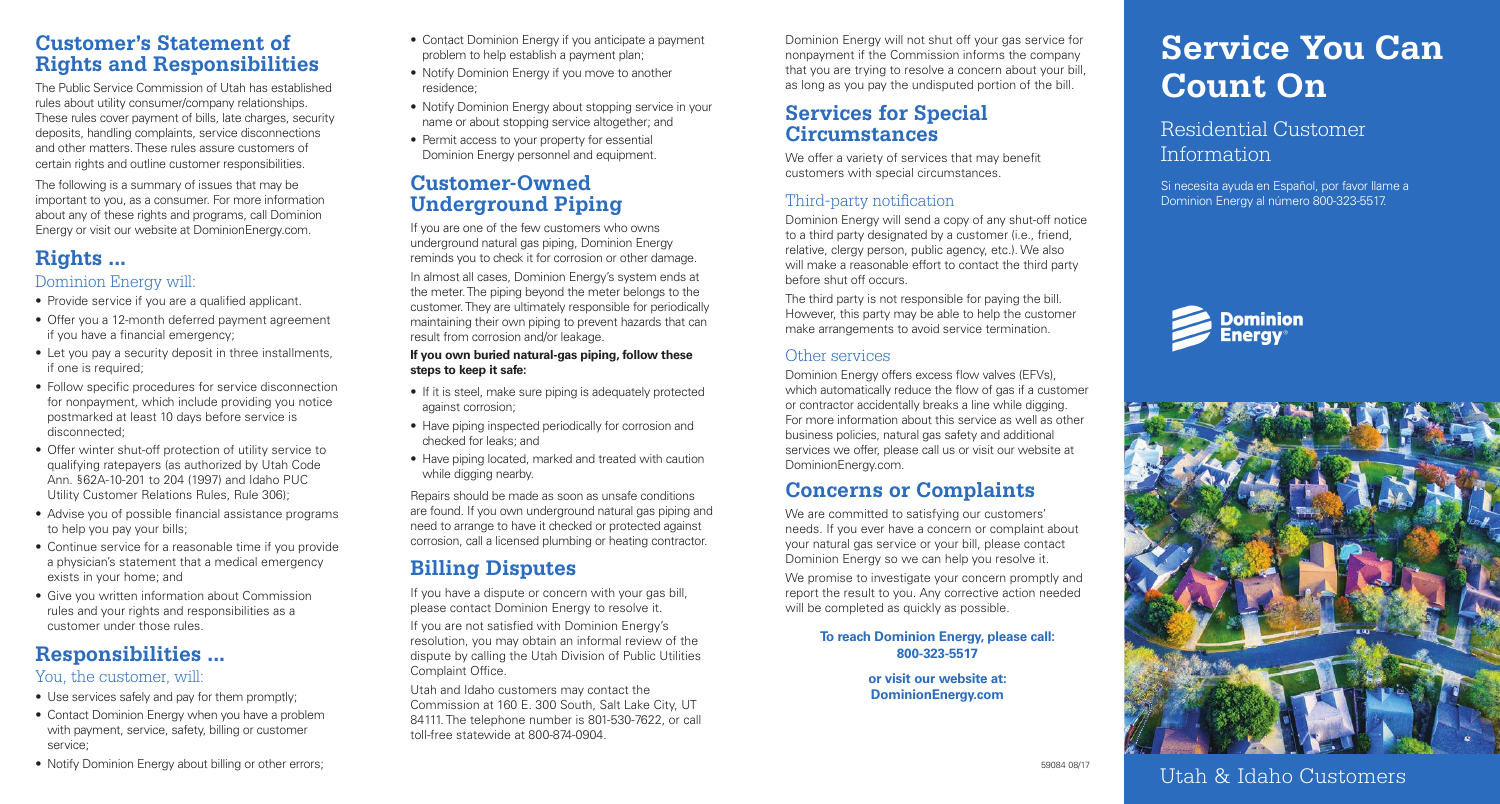## Customer's Statement of Rights and Responsibilities

The Public Service Commission of Utah has established rules about utility consumer/company relationships. These rules cover payment of bills, late charges, security deposits, handling complaints, service disconnections and other matters. These rules assure customers of certain rights and outline customer responsibilities.

The following is a summary of issues that may be important to you, as a consumer. For more information about any of these rights and programs, call Dominion Energy or visit our website at DominionEnergy.com.

## Rights ...

### Dominion Energy will:

- Provide service if you are a qualified applicant.
- Offer you a 12-month deferred payment agreement if you have a financial emergency;
- Let you pay a security deposit in three installments, if one is required;
- Follow specific procedures for service disconnection for nonpayment, which include providing you notice postmarked at least 10 days before service is disconnected;
- Offer winter shut-off protection of utility service to qualifying ratepayers (as authorized by Utah Code Ann. §62A-10-201 to 204 (1997) and Idaho PUC Utility Customer Relations Rules, Rule 306);
- Advise you of possible financial assistance programs to help you pay your bills;
- Continue service for a reasonable time if you provide a physician's statement that a medical emergency exists in your home; and
- Give you written information about Commission rules and your rights and responsibilities as a customer under those rules.

## Responsibilities ...

### You, the customer, will:

- Use services safely and pay for them promptly;
- Contact Dominion Energy when you have a problem with payment, service, safety, billing or customer service;
- Notify Dominion Energy about billing or other errors;
- Contact Dominion Energy if you anticipate a payment problem to help establish a payment plan;
- Notify Dominion Energy if you move to another residence;
- Notify Dominion Energy about stopping service in your name or about stopping service altogether; and
- Permit access to your property for essential Dominion Energy personnel and equipment.

## Customer-Owned Underground Piping

If you are one of the few customers who owns underground natural gas piping, Dominion Energy reminds you to check it for corrosion or other damage.

In almost all cases, Dominion Energy's system ends at the meter. The piping beyond the meter belongs to the customer. They are ultimately responsible for periodically maintaining their own piping to prevent hazards that can result from corrosion and/or leakage.

**If you own buried natural-gas piping, follow these steps to keep it safe:**

- If it is steel, make sure piping is adequately protected against corrosion;
- Have piping inspected periodically for corrosion and checked for leaks; and
- Have piping located, marked and treated with caution while digging nearby.

Repairs should be made as soon as unsafe conditions are found. If you own underground natural gas piping and need to arrange to have it checked or protected against corrosion, call a licensed plumbing or heating contractor.

## Billing Disputes

If you have a dispute or concern with your gas bill, please contact Dominion Energy to resolve it.

If you are not satisfied with Dominion Energy's resolution, you may obtain an informal review of the dispute by calling the Utah Division of Public Utilities Complaint Office.

Utah and Idaho customers may contact the Commission at 160 E. 300 South, Salt Lake City, UT 84111. The telephone number is 801-530-7622, or call toll-free statewide at 800-874-0904.

Dominion Energy will not shut off your gas service for nonpayment if the Commission informs the company that you are trying to resolve a concern about your bill, as long as you pay the undisputed portion of the bill.

## Services for Special Circumstances

We offer a variety of services that may benefit customers with special circumstances.

### Third-party notification

Dominion Energy will send a copy of any shut-off notice to a third party designated by a customer (i.e., friend, relative, clergy person, public agency, etc.). We also will make a reasonable effort to contact the third party before shut off occurs.

The third party is not responsible for paying the bill. However, this party may be able to help the customer make arrangements to avoid service termination.

### Other services

Dominion Energy offers excess flow valves (EFVs), which automatically reduce the flow of gas if a customer or contractor accidentally breaks a line while digging. For more information about this service as well as other business policies, natural gas safety and additional services we offer, please call us or visit our website at DominionEnergy.com.

## Concerns or Complaints

We are committed to satisfying our customers' needs. If you ever have a concern or complaint about your natural gas service or your bill, please contact Dominion Energy so we can help you resolve it.

We promise to investigate your concern promptly and report the result to you. Any corrective action needed will be completed as quickly as possible.

**To reach Dominion Energy, please call: 800-323-5517**

**or visit our website at: DominionEnergy.com**

59084 08/17

# Service You Can Count On

## Residential Customer Information

Si necesita ayuda en Español, por favor llame a Dominion Energy al número 800-323-5517.

Dominion Energy

Utah & Idaho Customers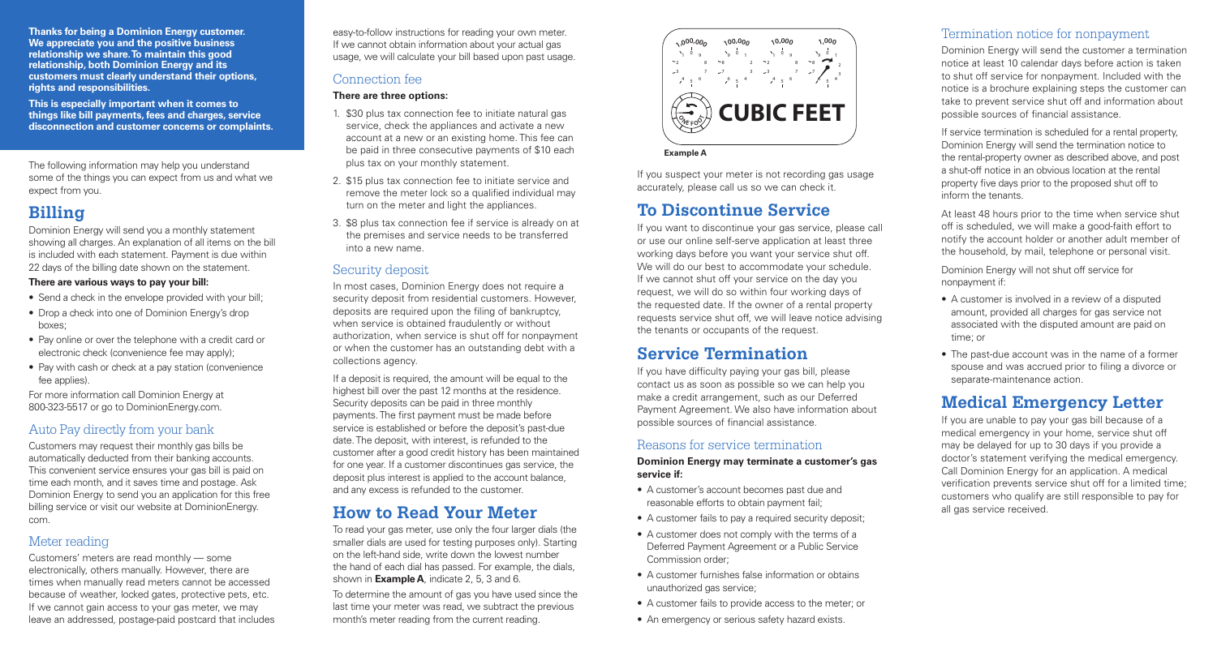**Thanks for being a Dominion Energy customer. We appreciate you and the positive business relationship we share. To maintain this good relationship, both Dominion Energy and its customers must clearly understand their options, rights and responsibilities.**

**This is especially important when it comes to things like bill payments, fees and charges, service disconnection and customer concerns or complaints.**

The following information may help you understand some of the things you can expect from us and what we expect from you.

# Billing

Dominion Energy will send you a monthly statement showing all charges. An explanation of all items on the bill is included with each statement. Payment is due within 22 days of the billing date shown on the statement.

**There are various ways to pay your bill:**

- Send a check in the envelope provided with your bill;
- Drop a check into one of Dominion Energy's drop boxes;
- Pay online or over the telephone with a credit card or electronic check (convenience fee may apply);
- Pay with cash or check at a pay station (convenience fee applies).

For more information call Dominion Energy at 800-323-5517 or go to DominionEnergy.com.

## Auto Pay directly from your bank

Customers may request their monthly gas bills be automatically deducted from their banking accounts. This convenient service ensures your gas bill is paid on time each month, and it saves time and postage. Ask Dominion Energy to send you an application for this free billing service or visit our website at DominionEnergy.com.

## Meter reading

Customers' meters are read monthly — some electronically, others manually. However, there are times when manually read meters cannot be accessed because of weather, locked gates, protective pets, etc. If we cannot gain access to your gas meter, we may leave an addressed, postage-paid postcard that includes easy-to-follow instructions for reading your own meter. If we cannot obtain information about your actual gas usage, we will calculate your bill based upon past usage.

## Connection fee

**There are three options:**

1. $30 plus tax connection fee to initiate natural gas service, check the appliances and activate a new account at a new or an existing home. This fee can be paid in three consecutive payments of $10 each plus tax on your monthly statement.
2. $15 plus tax connection fee to initiate service and remove the meter lock so a qualified individual may turn on the meter and light the appliances.
3. $8 plus tax connection fee if service is already on at the premises and service needs to be transferred into a new name.

## Security deposit

In most cases, Dominion Energy does not require a security deposit from residential customers. However, deposits are required upon the filing of bankruptcy, when service is obtained fraudulently or without authorization, when service is shut off for nonpayment or when the customer has an outstanding debt with a collections agency.

If a deposit is required, the amount will be equal to the highest bill over the past 12 months at the residence. Security deposits can be paid in three monthly payments. The first payment must be made before service is established or before the deposit's past-due date. The deposit, with interest, is refunded to the customer after a good credit history has been maintained for one year. If a customer discontinues gas service, the deposit plus interest is applied to the account balance, and any excess is refunded to the customer.

# How to Read Your Meter

To read your gas meter, use only the four larger dials (the smaller dials are used for testing purposes only). Starting on the left-hand side, write down the lowest number the hand of each dial has passed. For example, the dials, shown in **Example A**, indicate 2, 5, 3 and 6.

To determine the amount of gas you have used since the last time your meter was read, we subtract the previous month's meter reading from the current reading.

1,000,000
100,000
10,000
1,000
ONE FOOT
CUBIC FEET

**Example A**

If you suspect your meter is not recording gas usage accurately, please call us so we can check it.

# To Discontinue Service

If you want to discontinue your gas service, please call or use our online self-serve application at least three working days before you want your service shut off. We will do our best to accommodate your schedule. If we cannot shut off your service on the day you request, we will do so within four working days of the requested date. If the owner of a rental property requests service shut off, we will leave notice advising the tenants or occupants of the request.

# Service Termination

If you have difficulty paying your gas bill, please contact us as soon as possible so we can help you make a credit arrangement, such as our Deferred Payment Agreement. We also have information about possible sources of financial assistance.

## Reasons for service termination

**Dominion Energy may terminate a customer's gas service if:**

- A customer's account becomes past due and reasonable efforts to obtain payment fail;
- A customer fails to pay a required security deposit;
- A customer does not comply with the terms of a Deferred Payment Agreement or a Public Service Commission order;
- A customer furnishes false information or obtains unauthorized gas service;
- A customer fails to provide access to the meter; or
- An emergency or serious safety hazard exists.

## Termination notice for nonpayment

Dominion Energy will send the customer a termination notice at least 10 calendar days before action is taken to shut off service for nonpayment. Included with the notice is a brochure explaining steps the customer can take to prevent service shut off and information about possible sources of financial assistance.

If service termination is scheduled for a rental property, Dominion Energy will send the termination notice to the rental-property owner as described above, and post a shut-off notice in an obvious location at the rental property five days prior to the proposed shut off to inform the tenants.

At least 48 hours prior to the time when service shut off is scheduled, we will make a good-faith effort to notify the account holder or another adult member of the household, by mail, telephone or personal visit.

Dominion Energy will not shut off service for nonpayment if:

- A customer is involved in a review of a disputed amount, provided all charges for gas service not associated with the disputed amount are paid on time; or
- The past-due account was in the name of a former spouse and was accrued prior to filing a divorce or separate-maintenance action.

# Medical Emergency Letter

If you are unable to pay your gas bill because of a medical emergency in your home, service shut off may be delayed for up to 30 days if you provide a doctor's statement verifying the medical emergency. Call Dominion Energy for an application. A medical verification prevents service shut off for a limited time; customers who qualify are still responsible to pay for all gas service received.